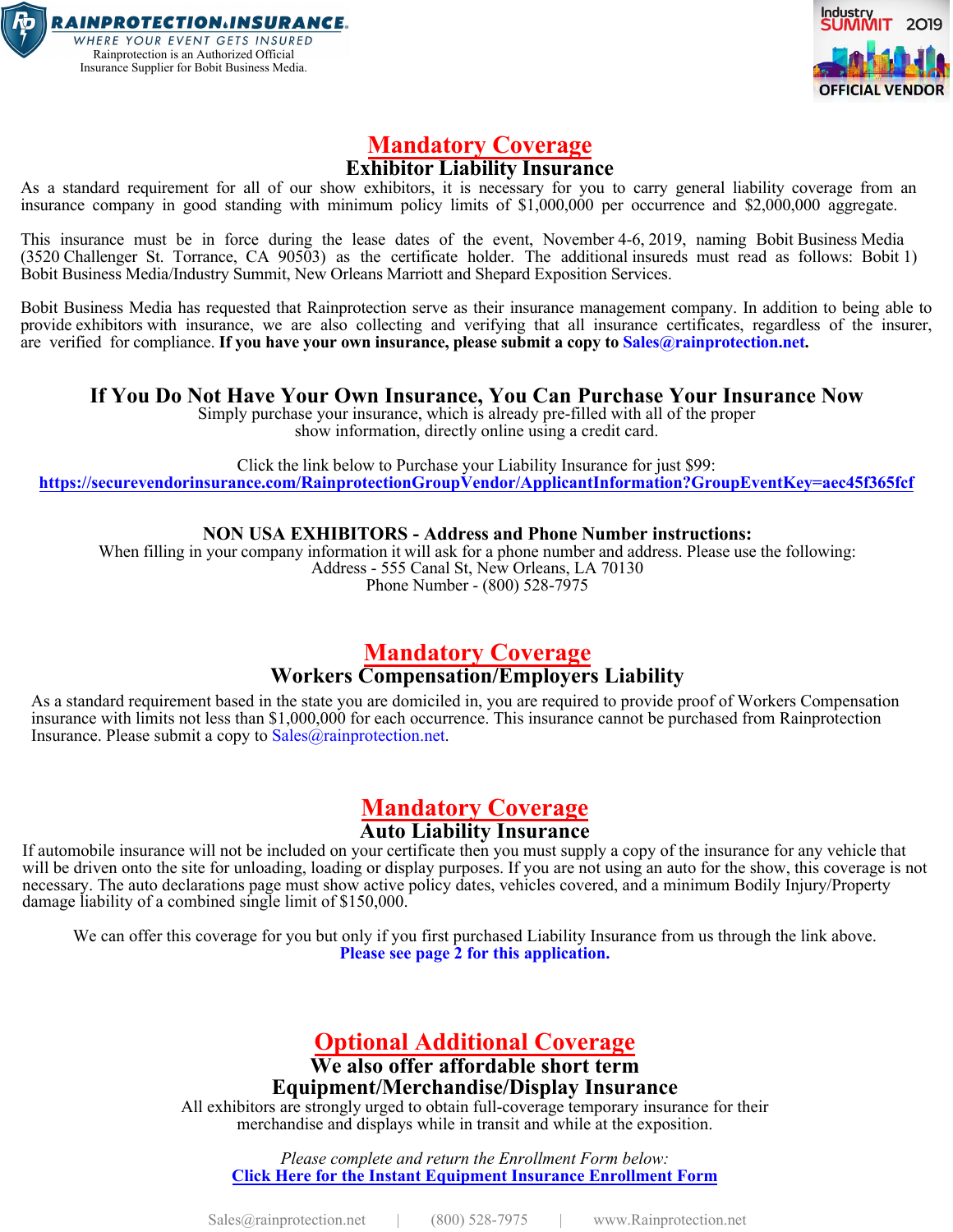**RAINPROTECTION.INSURANCE**
*WHERE YOUR EVENT GETS INSURED*
Rainprotection is an Authorized Official Insurance Supplier for Bobit Business Media.

Industry SUMMIT 2019
OFFICIAL VENDOR

# Mandatory Coverage

## Exhibitor Liability Insurance

As a standard requirement for all of our show exhibitors, it is necessary for you to carry general liability coverage from an insurance company in good standing with minimum policy limits of $1,000,000 per occurrence and $2,000,000 aggregate.

This insurance must be in force during the lease dates of the event, November 4-6, 2019, naming Bobit Business Media (3520 Challenger St. Torrance, CA 90503) as the certificate holder. The additional insureds must read as follows: Bobit 1) Bobit Business Media/Industry Summit, New Orleans Marriott and Shepard Exposition Services.

Bobit Business Media has requested that Rainprotection serve as their insurance management company. In addition to being able to provide exhibitors with insurance, we are also collecting and verifying that all insurance certificates, regardless of the insurer, are verified for compliance. **If you have your own insurance, please submit a copy to Sales@rainprotection.net.**

### If You Do Not Have Your Own Insurance, You Can Purchase Your Insurance Now

Simply purchase your insurance, which is already pre-filled with all of the proper show information, directly online using a credit card.

Click the link below to Purchase your Liability Insurance for just $99:
**https://securevendorinsurance.com/RainprotectionGroupVendor/ApplicantInformation?GroupEventKey=aec45f365fcf**

**NON USA EXHIBITORS - Address and Phone Number instructions:**
When filling in your company information it will ask for a phone number and address. Please use the following:
Address - 555 Canal St, New Orleans, LA 70130
Phone Number - (800) 528-7975

# Mandatory Coverage

## Workers Compensation/Employers Liability

As a standard requirement based in the state you are domiciled in, you are required to provide proof of Workers Compensation insurance with limits not less than $1,000,000 for each occurrence. This insurance cannot be purchased from Rainprotection Insurance. Please submit a copy to Sales@rainprotection.net.

# Mandatory Coverage

## Auto Liability Insurance

If automobile insurance will not be included on your certificate then you must supply a copy of the insurance for any vehicle that will be driven onto the site for unloading, loading or display purposes. If you are not using an auto for the show, this coverage is not necessary. The auto declarations page must show active policy dates, vehicles covered, and a minimum Bodily Injury/Property damage liability of a combined single limit of $150,000.

We can offer this coverage for you but only if you first purchased Liability Insurance from us through the link above.
**Please see page 2 for this application.**

# Optional Additional Coverage

## We also offer affordable short term Equipment/Merchandise/Display Insurance

All exhibitors are strongly urged to obtain full-coverage temporary insurance for their merchandise and displays while in transit and while at the exposition.

*Please complete and return the Enrollment Form below:*
**Click Here for the Instant Equipment Insurance Enrollment Form**

Sales@rainprotection.net | (800) 528-7975 | www.Rainprotection.net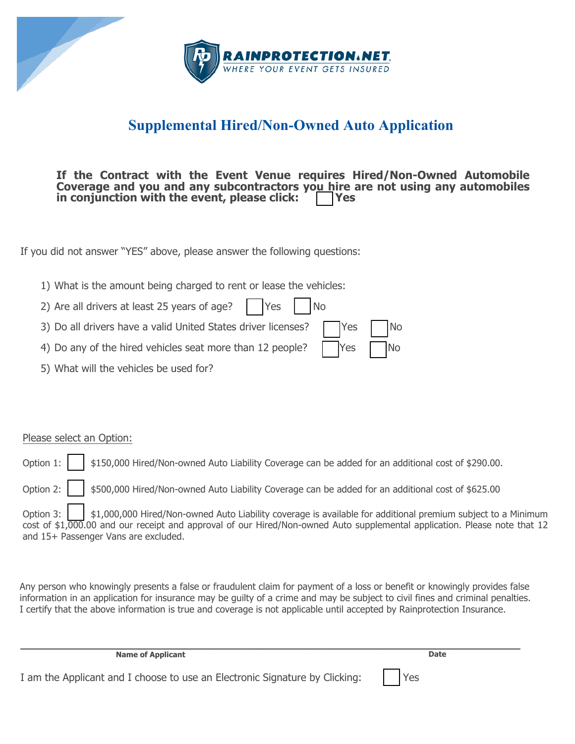RAINPROTECTION.NET
WHERE YOUR EVENT GETS INSURED

# Supplemental Hired/Non-Owned Auto Application

**If the Contract with the Event Venue requires Hired/Non-Owned Automobile Coverage and you and any subcontractors you hire are not using any automobiles in conjunction with the event, please click: ☐ Yes**

If you did not answer "YES" above, please answer the following questions:

1) What is the amount being charged to rent or lease the vehicles:
2) Are all drivers at least 25 years of age? ☐ Yes ☐ No
3) Do all drivers have a valid United States driver licenses? ☐ Yes ☐ No
4) Do any of the hired vehicles seat more than 12 people? ☐ Yes ☐ No
5) What will the vehicles be used for?

Please select an Option:

Option 1: ☐ $150,000 Hired/Non-owned Auto Liability Coverage can be added for an additional cost of $290.00.

Option 2: ☐ $500,000 Hired/Non-owned Auto Liability Coverage can be added for an additional cost of $625.00

Option 3: ☐ $1,000,000 Hired/Non-owned Auto Liability coverage is available for additional premium subject to a Minimum cost of $1,000.00 and our receipt and approval of our Hired/Non-owned Auto supplemental application. Please note that 12 and 15+ Passenger Vans are excluded.

Any person who knowingly presents a false or fraudulent claim for payment of a loss or benefit or knowingly provides false information in an application for insurance may be guilty of a crime and may be subject to civil fines and criminal penalties. I certify that the above information is true and coverage is not applicable until accepted by Rainprotection Insurance.

______________________________________________________________

**Name of Applicant** **Date**

I am the Applicant and I choose to use an Electronic Signature by Clicking: ☐ Yes